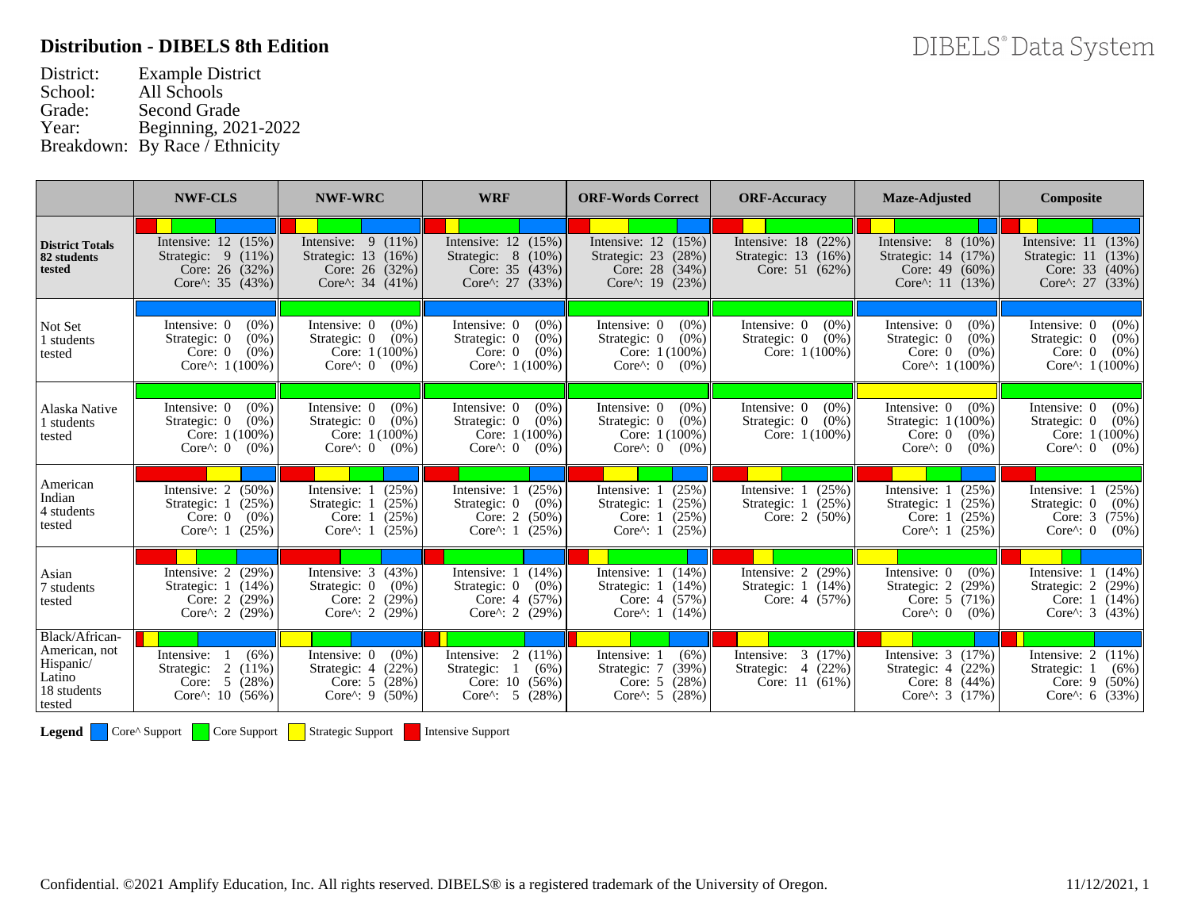## Distribution - DIBELS 8th Edition

DIBELS® Data System

District: Example District
School: All Schools
Grade: Second Grade
Year: Beginning, 2021-2022
Breakdown: By Race / Ethnicity

| | NWF-CLS | NWF-WRC | WRF | ORF-Words Correct | ORF-Accuracy | Maze-Adjusted | Composite |
|---|---|---|---|---|---|---|---|
| **District Totals 82 students tested** | Intensive: 12 (15%)<br>Strategic: 9 (11%)<br>Core: 26 (32%)<br>Core^: 35 (43%) | Intensive: 9 (11%)<br>Strategic: 13 (16%)<br>Core: 26 (32%)<br>Core^: 34 (41%) | Intensive: 12 (15%)<br>Strategic: 8 (10%)<br>Core: 35 (43%)<br>Core^: 27 (33%) | Intensive: 12 (15%)<br>Strategic: 23 (28%)<br>Core: 28 (34%)<br>Core^: 19 (23%) | Intensive: 18 (22%)<br>Strategic: 13 (16%)<br>Core: 51 (62%) | Intensive: 8 (10%)<br>Strategic: 14 (17%)<br>Core: 49 (60%)<br>Core^: 11 (13%) | Intensive: 11 (13%)<br>Strategic: 11 (13%)<br>Core: 33 (40%)<br>Core^: 27 (33%) |
| Not Set 1 students tested | Intensive: 0 (0%)<br>Strategic: 0 (0%)<br>Core: 0 (0%)<br>Core^: 1 (100%) | Intensive: 0 (0%)<br>Strategic: 0 (0%)<br>Core: 1 (100%)<br>Core^: 0 (0%) | Intensive: 0 (0%)<br>Strategic: 0 (0%)<br>Core: 0 (0%)<br>Core^: 1 (100%) | Intensive: 0 (0%)<br>Strategic: 0 (0%)<br>Core: 1 (100%)<br>Core^: 0 (0%) | Intensive: 0 (0%)<br>Strategic: 0 (0%)<br>Core: 1 (100%) | Intensive: 0 (0%)<br>Strategic: 0 (0%)<br>Core: 0 (0%)<br>Core^: 1 (100%) | Intensive: 0 (0%)<br>Strategic: 0 (0%)<br>Core: 0 (0%)<br>Core^: 1 (100%) |
| Alaska Native 1 students tested | Intensive: 0 (0%)<br>Strategic: 0 (0%)<br>Core: 1 (100%)<br>Core^: 0 (0%) | Intensive: 0 (0%)<br>Strategic: 0 (0%)<br>Core: 1 (100%)<br>Core^: 0 (0%) | Intensive: 0 (0%)<br>Strategic: 0 (0%)<br>Core: 1 (100%)<br>Core^: 0 (0%) | Intensive: 0 (0%)<br>Strategic: 0 (0%)<br>Core: 1 (100%)<br>Core^: 0 (0%) | Intensive: 0 (0%)<br>Strategic: 0 (0%)<br>Core: 1 (100%) | Intensive: 0 (0%)<br>Strategic: 1 (100%)<br>Core: 0 (0%)<br>Core^: 0 (0%) | Intensive: 0 (0%)<br>Strategic: 0 (0%)<br>Core: 1 (100%)<br>Core^: 0 (0%) |
| American Indian 4 students tested | Intensive: 2 (50%)<br>Strategic: 1 (25%)<br>Core: 0 (0%)<br>Core^: 1 (25%) | Intensive: 1 (25%)<br>Strategic: 1 (25%)<br>Core: 1 (25%)<br>Core^: 1 (25%) | Intensive: 1 (25%)<br>Strategic: 0 (0%)<br>Core: 2 (50%)<br>Core^: 1 (25%) | Intensive: 1 (25%)<br>Strategic: 1 (25%)<br>Core: 1 (25%)<br>Core^: 1 (25%) | Intensive: 1 (25%)<br>Strategic: 1 (25%)<br>Core: 2 (50%) | Intensive: 1 (25%)<br>Strategic: 1 (25%)<br>Core: 1 (25%)<br>Core^: 1 (25%) | Intensive: 1 (25%)<br>Strategic: 0 (0%)<br>Core: 3 (75%)<br>Core^: 0 (0%) |
| Asian 7 students tested | Intensive: 2 (29%)<br>Strategic: 1 (14%)<br>Core: 2 (29%)<br>Core^: 2 (29%) | Intensive: 3 (43%)<br>Strategic: 0 (0%)<br>Core: 2 (29%)<br>Core^: 2 (29%) | Intensive: 1 (14%)<br>Strategic: 0 (0%)<br>Core: 4 (57%)<br>Core^: 2 (29%) | Intensive: 1 (14%)<br>Strategic: 1 (14%)<br>Core: 4 (57%)<br>Core^: 1 (14%) | Intensive: 2 (29%)<br>Strategic: 1 (14%)<br>Core: 4 (57%) | Intensive: 0 (0%)<br>Strategic: 2 (29%)<br>Core: 5 (71%)<br>Core^: 0 (0%) | Intensive: 1 (14%)<br>Strategic: 2 (29%)<br>Core: 1 (14%)<br>Core^: 3 (43%) |
| Black/African-American, not Hispanic/ Latino 18 students tested | Intensive: 1 (6%)<br>Strategic: 2 (11%)<br>Core: 5 (28%)<br>Core^: 10 (56%) | Intensive: 0 (0%)<br>Strategic: 4 (22%)<br>Core: 5 (28%)<br>Core^: 9 (50%) | Intensive: 2 (11%)<br>Strategic: 1 (6%)<br>Core: 10 (56%)<br>Core^: 5 (28%) | Intensive: 1 (6%)<br>Strategic: 7 (39%)<br>Core: 5 (28%)<br>Core^: 5 (28%) | Intensive: 3 (17%)<br>Strategic: 4 (22%)<br>Core: 11 (61%) | Intensive: 3 (17%)<br>Strategic: 4 (22%)<br>Core: 8 (44%)<br>Core^: 3 (17%) | Intensive: 2 (11%)<br>Strategic: 1 (6%)<br>Core: 9 (50%)<br>Core^: 6 (33%) |

**Legend** Core^ Support | Core Support | Strategic Support | Intensive Support

Confidential. ©2021 Amplify Education, Inc. All rights reserved. DIBELS® is a registered trademark of the University of Oregon.

11/12/2021, 1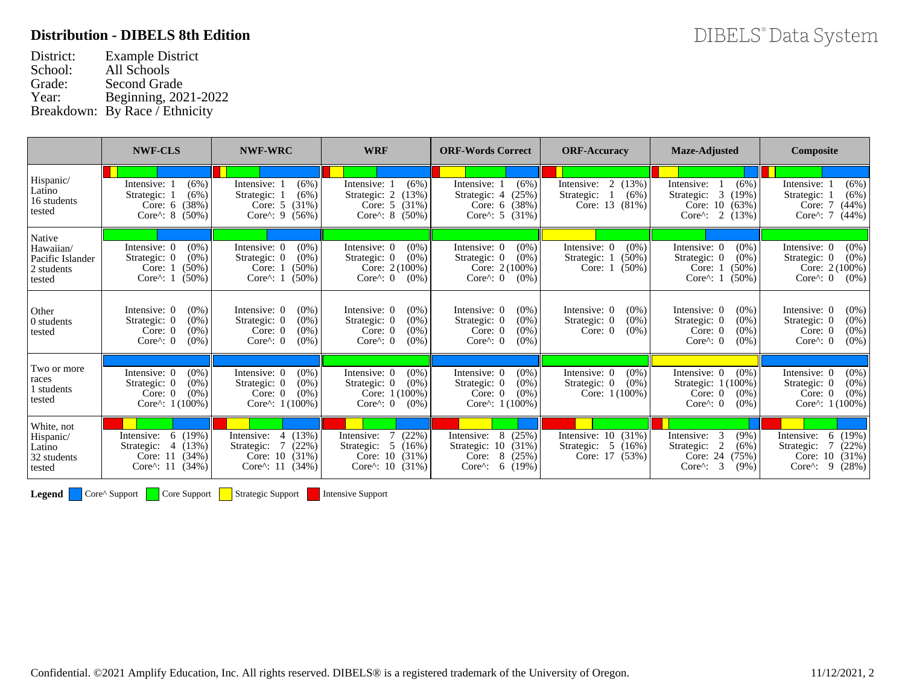# Distribution - DIBELS 8th Edition

DIBELS® Data System

District: Example District
School: All Schools
Grade: Second Grade
Year: Beginning, 2021-2022
Breakdown: By Race / Ethnicity

| | NWF-CLS | NWF-WRC | WRF | ORF-Words Correct | ORF-Accuracy | Maze-Adjusted | Composite |
|---|---|---|---|---|---|---|---|
| Hispanic/ Latino 16 students tested | Intensive: 1 (6%) Strategic: 1 (6%) Core: 6 (38%) Core^: 8 (50%) | Intensive: 1 (6%) Strategic: 1 (6%) Core: 5 (31%) Core^: 9 (56%) | Intensive: 1 (6%) Strategic: 2 (13%) Core: 5 (31%) Core^: 8 (50%) | Intensive: 1 (6%) Strategic: 4 (25%) Core: 6 (38%) Core^: 5 (31%) | Intensive: 2 (13%) Strategic: 1 (6%) Core: 13 (81%) | Intensive: 1 (6%) Strategic: 3 (19%) Core: 10 (63%) Core^: 2 (13%) | Intensive: 1 (6%) Strategic: 1 (6%) Core: 7 (44%) Core^: 7 (44%) |
| Native Hawaiian/ Pacific Islander 2 students tested | Intensive: 0 (0%) Strategic: 0 (0%) Core: 1 (50%) Core^: 1 (50%) | Intensive: 0 (0%) Strategic: 0 (0%) Core: 1 (50%) Core^: 1 (50%) | Intensive: 0 (0%) Strategic: 0 (0%) Core: 2 (100%) Core^: 0 (0%) | Intensive: 0 (0%) Strategic: 0 (0%) Core: 2 (100%) Core^: 0 (0%) | Intensive: 0 (0%) Strategic: 1 (50%) Core: 1 (50%) | Intensive: 0 (0%) Strategic: 0 (0%) Core: 1 (50%) Core^: 1 (50%) | Intensive: 0 (0%) Strategic: 0 (0%) Core: 2 (100%) Core^: 0 (0%) |
| Other 0 students tested | Intensive: 0 (0%) Strategic: 0 (0%) Core: 0 (0%) Core^: 0 (0%) | Intensive: 0 (0%) Strategic: 0 (0%) Core: 0 (0%) Core^: 0 (0%) | Intensive: 0 (0%) Strategic: 0 (0%) Core: 0 (0%) Core^: 0 (0%) | Intensive: 0 (0%) Strategic: 0 (0%) Core: 0 (0%) Core^: 0 (0%) | Intensive: 0 (0%) Strategic: 0 (0%) Core: 0 (0%) | Intensive: 0 (0%) Strategic: 0 (0%) Core: 0 (0%) Core^: 0 (0%) | Intensive: 0 (0%) Strategic: 0 (0%) Core: 0 (0%) Core^: 0 (0%) |
| Two or more races 1 students tested | Intensive: 0 (0%) Strategic: 0 (0%) Core: 0 (0%) Core^: 1 (100%) | Intensive: 0 (0%) Strategic: 0 (0%) Core: 0 (0%) Core^: 1 (100%) | Intensive: 0 (0%) Strategic: 0 (0%) Core: 1 (100%) Core^: 0 (0%) | Intensive: 0 (0%) Strategic: 0 (0%) Core: 0 (0%) Core^: 1 (100%) | Intensive: 0 (0%) Strategic: 0 (0%) Core: 1 (100%) | Intensive: 0 (0%) Strategic: 1 (100%) Core: 0 (0%) Core^: 0 (0%) | Intensive: 0 (0%) Strategic: 0 (0%) Core: 0 (0%) Core^: 1 (100%) |
| White, not Hispanic/ Latino 32 students tested | Intensive: 6 (19%) Strategic: 4 (13%) Core: 11 (34%) Core^: 11 (34%) | Intensive: 4 (13%) Strategic: 7 (22%) Core: 10 (31%) Core^: 11 (34%) | Intensive: 7 (22%) Strategic: 5 (16%) Core: 10 (31%) Core^: 10 (31%) | Intensive: 8 (25%) Strategic: 10 (31%) Core: 8 (25%) Core^: 6 (19%) | Intensive: 10 (31%) Strategic: 5 (16%) Core: 17 (53%) | Intensive: 3 (9%) Strategic: 2 (6%) Core: 24 (75%) Core^: 3 (9%) | Intensive: 6 (19%) Strategic: 7 (22%) Core: 10 (31%) Core^: 9 (28%) |

**Legend** Core^ Support, Core Support, Strategic Support, Intensive Support

Confidential. ©2021 Amplify Education, Inc. All rights reserved. DIBELS® is a registered trademark of the University of Oregon.

11/12/2021